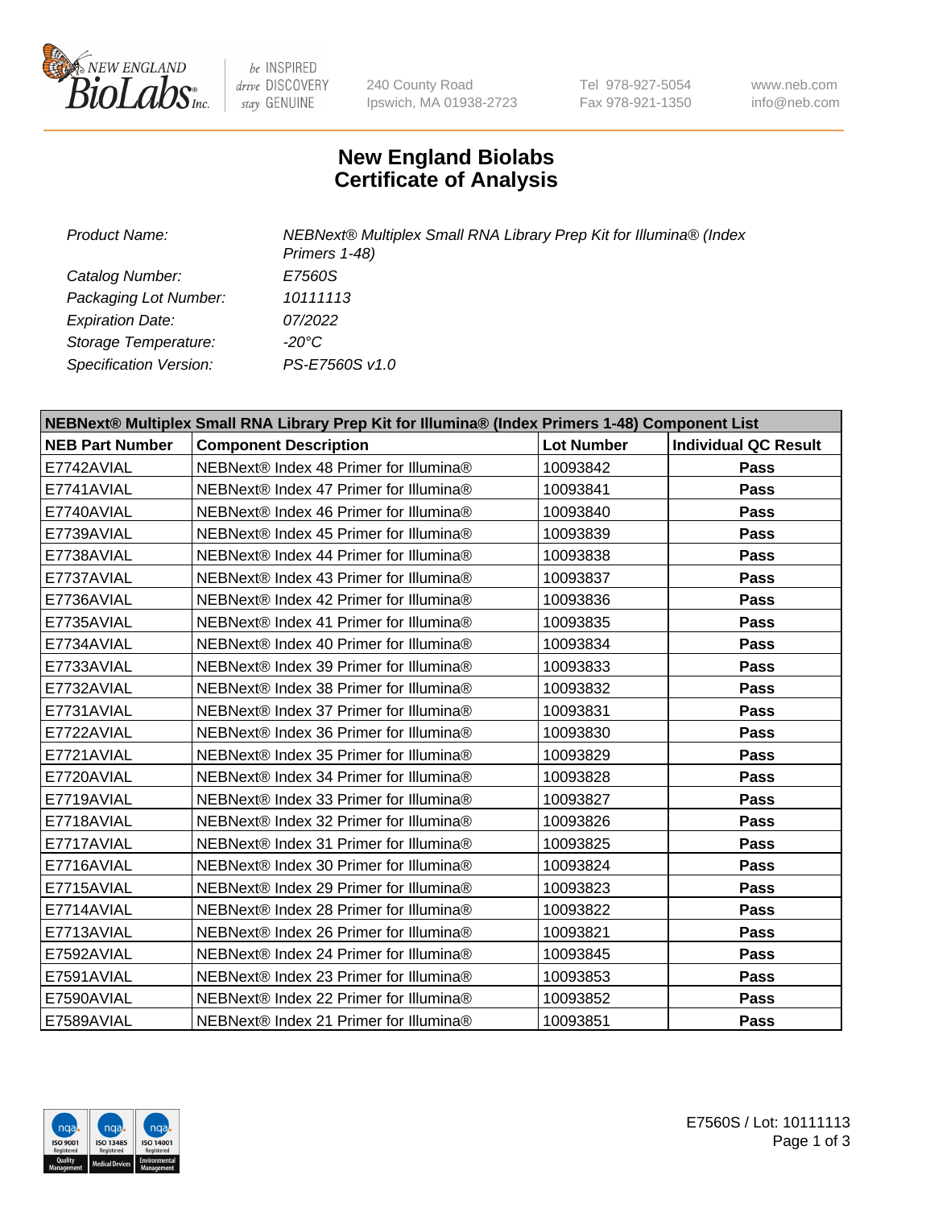# New England Biolabs Certificate of Analysis

| | |
|---|---|
| *Product Name:* | *NEBNext® Multiplex Small RNA Library Prep Kit for Illumina® (Index Primers 1-48)* |
| *Catalog Number:* | *E7560S* |
| *Packaging Lot Number:* | *10111113* |
| *Expiration Date:* | *07/2022* |
| *Storage Temperature:* | *-20°C* |
| *Specification Version:* | *PS-E7560S v1.0* |

| **NEBNext® Multiplex Small RNA Library Prep Kit for Illumina® (Index Primers 1-48) Component List** | | | |
|---|---|---|---|
| **NEB Part Number** | **Component Description** | **Lot Number** | **Individual QC Result** |
| E7742AVIAL | NEBNext® Index 48 Primer for Illumina® | 10093842 | **Pass** |
| E7741AVIAL | NEBNext® Index 47 Primer for Illumina® | 10093841 | **Pass** |
| E7740AVIAL | NEBNext® Index 46 Primer for Illumina® | 10093840 | **Pass** |
| E7739AVIAL | NEBNext® Index 45 Primer for Illumina® | 10093839 | **Pass** |
| E7738AVIAL | NEBNext® Index 44 Primer for Illumina® | 10093838 | **Pass** |
| E7737AVIAL | NEBNext® Index 43 Primer for Illumina® | 10093837 | **Pass** |
| E7736AVIAL | NEBNext® Index 42 Primer for Illumina® | 10093836 | **Pass** |
| E7735AVIAL | NEBNext® Index 41 Primer for Illumina® | 10093835 | **Pass** |
| E7734AVIAL | NEBNext® Index 40 Primer for Illumina® | 10093834 | **Pass** |
| E7733AVIAL | NEBNext® Index 39 Primer for Illumina® | 10093833 | **Pass** |
| E7732AVIAL | NEBNext® Index 38 Primer for Illumina® | 10093832 | **Pass** |
| E7731AVIAL | NEBNext® Index 37 Primer for Illumina® | 10093831 | **Pass** |
| E7722AVIAL | NEBNext® Index 36 Primer for Illumina® | 10093830 | **Pass** |
| E7721AVIAL | NEBNext® Index 35 Primer for Illumina® | 10093829 | **Pass** |
| E7720AVIAL | NEBNext® Index 34 Primer for Illumina® | 10093828 | **Pass** |
| E7719AVIAL | NEBNext® Index 33 Primer for Illumina® | 10093827 | **Pass** |
| E7718AVIAL | NEBNext® Index 32 Primer for Illumina® | 10093826 | **Pass** |
| E7717AVIAL | NEBNext® Index 31 Primer for Illumina® | 10093825 | **Pass** |
| E7716AVIAL | NEBNext® Index 30 Primer for Illumina® | 10093824 | **Pass** |
| E7715AVIAL | NEBNext® Index 29 Primer for Illumina® | 10093823 | **Pass** |
| E7714AVIAL | NEBNext® Index 28 Primer for Illumina® | 10093822 | **Pass** |
| E7713AVIAL | NEBNext® Index 26 Primer for Illumina® | 10093821 | **Pass** |
| E7592AVIAL | NEBNext® Index 24 Primer for Illumina® | 10093845 | **Pass** |
| E7591AVIAL | NEBNext® Index 23 Primer for Illumina® | 10093853 | **Pass** |
| E7590AVIAL | NEBNext® Index 22 Primer for Illumina® | 10093852 | **Pass** |
| E7589AVIAL | NEBNext® Index 21 Primer for Illumina® | 10093851 | **Pass** |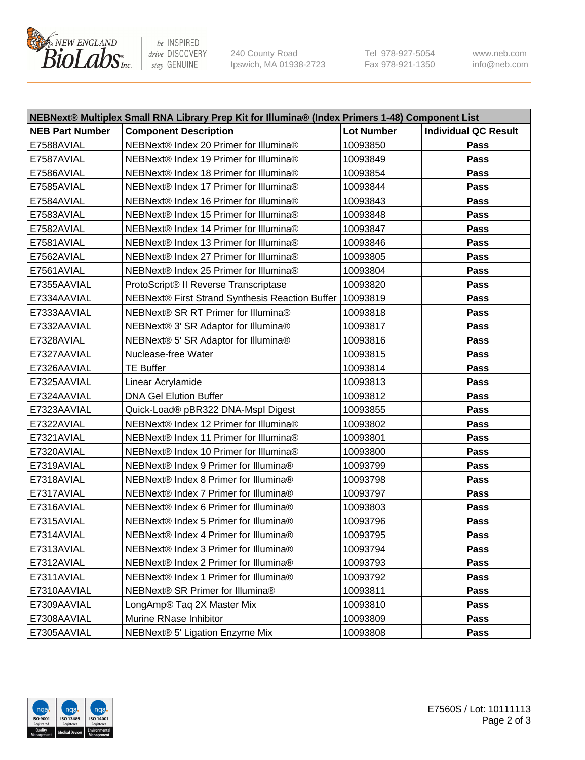| NEBNext® Multiplex Small RNA Library Prep Kit for Illumina® (Index Primers 1-48) Component List | | | |
|---|---|---|---|
| **NEB Part Number** | **Component Description** | **Lot Number** | **Individual QC Result** |
| E7588AVIAL | NEBNext® Index 20 Primer for Illumina® | 10093850 | **Pass** |
| E7587AVIAL | NEBNext® Index 19 Primer for Illumina® | 10093849 | **Pass** |
| E7586AVIAL | NEBNext® Index 18 Primer for Illumina® | 10093854 | **Pass** |
| E7585AVIAL | NEBNext® Index 17 Primer for Illumina® | 10093844 | **Pass** |
| E7584AVIAL | NEBNext® Index 16 Primer for Illumina® | 10093843 | **Pass** |
| E7583AVIAL | NEBNext® Index 15 Primer for Illumina® | 10093848 | **Pass** |
| E7582AVIAL | NEBNext® Index 14 Primer for Illumina® | 10093847 | **Pass** |
| E7581AVIAL | NEBNext® Index 13 Primer for Illumina® | 10093846 | **Pass** |
| E7562AVIAL | NEBNext® Index 27 Primer for Illumina® | 10093805 | **Pass** |
| E7561AVIAL | NEBNext® Index 25 Primer for Illumina® | 10093804 | **Pass** |
| E7355AAVIAL | ProtoScript® II Reverse Transcriptase | 10093820 | **Pass** |
| E7334AAVIAL | NEBNext® First Strand Synthesis Reaction Buffer | 10093819 | **Pass** |
| E7333AAVIAL | NEBNext® SR RT Primer for Illumina® | 10093818 | **Pass** |
| E7332AAVIAL | NEBNext® 3' SR Adaptor for Illumina® | 10093817 | **Pass** |
| E7328AVIAL | NEBNext® 5' SR Adaptor for Illumina® | 10093816 | **Pass** |
| E7327AAVIAL | Nuclease-free Water | 10093815 | **Pass** |
| E7326AAVIAL | TE Buffer | 10093814 | **Pass** |
| E7325AAVIAL | Linear Acrylamide | 10093813 | **Pass** |
| E7324AAVIAL | DNA Gel Elution Buffer | 10093812 | **Pass** |
| E7323AAVIAL | Quick-Load® pBR322 DNA-MspI Digest | 10093855 | **Pass** |
| E7322AVIAL | NEBNext® Index 12 Primer for Illumina® | 10093802 | **Pass** |
| E7321AVIAL | NEBNext® Index 11 Primer for Illumina® | 10093801 | **Pass** |
| E7320AVIAL | NEBNext® Index 10 Primer for Illumina® | 10093800 | **Pass** |
| E7319AVIAL | NEBNext® Index 9 Primer for Illumina® | 10093799 | **Pass** |
| E7318AVIAL | NEBNext® Index 8 Primer for Illumina® | 10093798 | **Pass** |
| E7317AVIAL | NEBNext® Index 7 Primer for Illumina® | 10093797 | **Pass** |
| E7316AVIAL | NEBNext® Index 6 Primer for Illumina® | 10093803 | **Pass** |
| E7315AVIAL | NEBNext® Index 5 Primer for Illumina® | 10093796 | **Pass** |
| E7314AVIAL | NEBNext® Index 4 Primer for Illumina® | 10093795 | **Pass** |
| E7313AVIAL | NEBNext® Index 3 Primer for Illumina® | 10093794 | **Pass** |
| E7312AVIAL | NEBNext® Index 2 Primer for Illumina® | 10093793 | **Pass** |
| E7311AVIAL | NEBNext® Index 1 Primer for Illumina® | 10093792 | **Pass** |
| E7310AAVIAL | NEBNext® SR Primer for Illumina® | 10093811 | **Pass** |
| E7309AAVIAL | LongAmp® Taq 2X Master Mix | 10093810 | **Pass** |
| E7308AAVIAL | Murine RNase Inhibitor | 10093809 | **Pass** |
| E7305AAVIAL | NEBNext® 5' Ligation Enzyme Mix | 10093808 | **Pass** |

E7560S / Lot: 10111113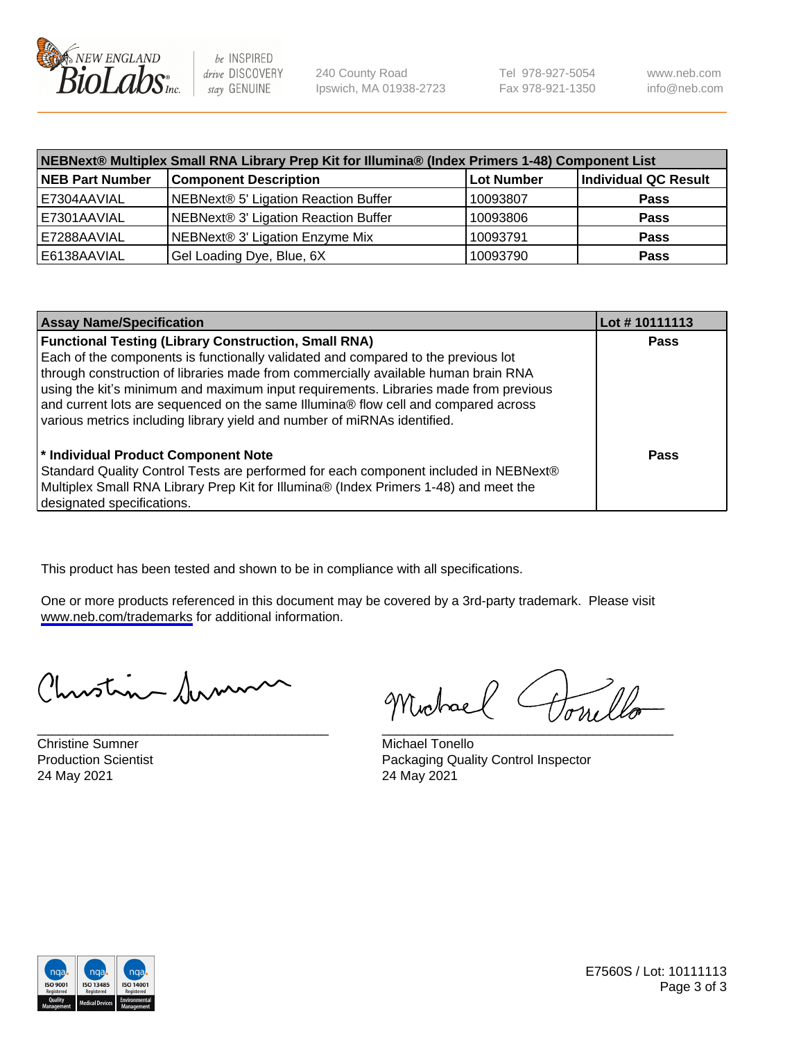240 County Road
Ipswich, MA 01938-2723

Tel 978-927-5054
Fax 978-921-1350

www.neb.com
info@neb.com

| NEBNext® Multiplex Small RNA Library Prep Kit for Illumina® (Index Primers 1-48) Component List | | | |
|---|---|---|---|
| **NEB Part Number** | **Component Description** | **Lot Number** | **Individual QC Result** |
| E7304AAVIAL | NEBNext® 5' Ligation Reaction Buffer | 10093807 | **Pass** |
| E7301AAVIAL | NEBNext® 3' Ligation Reaction Buffer | 10093806 | **Pass** |
| E7288AAVIAL | NEBNext® 3' Ligation Enzyme Mix | 10093791 | **Pass** |
| E6138AAVIAL | Gel Loading Dye, Blue, 6X | 10093790 | **Pass** |

| Assay Name/Specification | Lot # 10111113 |
|---|---|
| **Functional Testing (Library Construction, Small RNA)** Each of the components is functionally validated and compared to the previous lot through construction of libraries made from commercially available human brain RNA using the kit's minimum and maximum input requirements. Libraries made from previous and current lots are sequenced on the same Illumina® flow cell and compared across various metrics including library yield and number of miRNAs identified. | **Pass** |
| **\* Individual Product Component Note** Standard Quality Control Tests are performed for each component included in NEBNext® Multiplex Small RNA Library Prep Kit for Illumina® (Index Primers 1-48) and meet the designated specifications. | **Pass** |

This product has been tested and shown to be in compliance with all specifications.

One or more products referenced in this document may be covered by a 3rd-party trademark. Please visit www.neb.com/trademarks for additional information.

Christine Sumner
Production Scientist
24 May 2021

Michael Tonello
Packaging Quality Control Inspector
24 May 2021

E7560S / Lot: 10111113